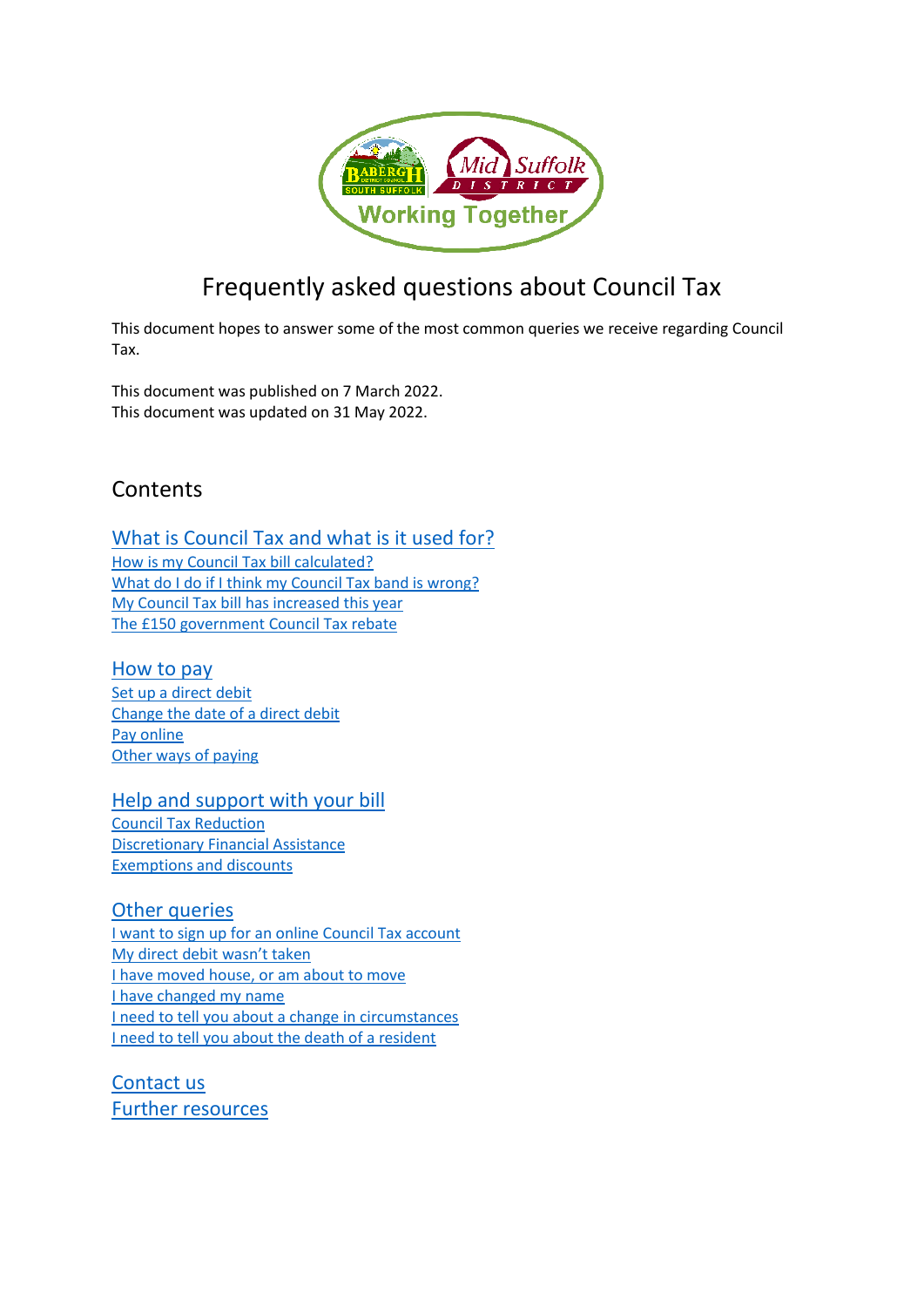# Frequently asked questions about Council Tax

This document hopes to answer some of the most common queries we receive regarding Council Tax.

This document was published on 7 March 2022.
This document was updated on 31 May 2022.

## Contents

### What is Council Tax and what is it used for?

- How is my Council Tax bill calculated?
- What do I do if I think my Council Tax band is wrong?
- My Council Tax bill has increased this year
- The £150 government Council Tax rebate

### How to pay

- Set up a direct debit
- Change the date of a direct debit
- Pay online
- Other ways of paying

### Help and support with your bill

- Council Tax Reduction
- Discretionary Financial Assistance
- Exemptions and discounts

### Other queries

- I want to sign up for an online Council Tax account
- My direct debit wasn't taken
- I have moved house, or am about to move
- I have changed my name
- I need to tell you about a change in circumstances
- I need to tell you about the death of a resident

### Contact us

### Further resources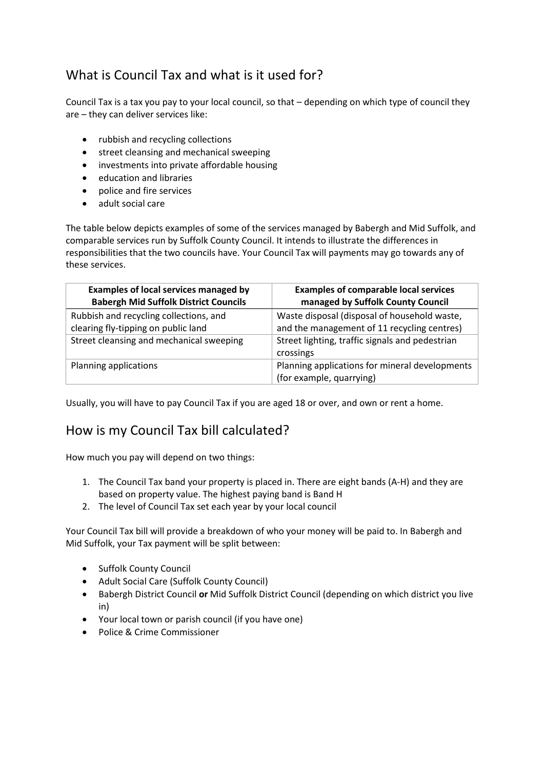## What is Council Tax and what is it used for?

Council Tax is a tax you pay to your local council, so that – depending on which type of council they are – they can deliver services like:

- rubbish and recycling collections
- street cleansing and mechanical sweeping
- investments into private affordable housing
- education and libraries
- police and fire services
- adult social care

The table below depicts examples of some of the services managed by Babergh and Mid Suffolk, and comparable services run by Suffolk County Council. It intends to illustrate the differences in responsibilities that the two councils have. Your Council Tax will payments may go towards any of these services.

| Examples of local services managed by Babergh Mid Suffolk District Councils | Examples of comparable local services managed by Suffolk County Council |
| --- | --- |
| Rubbish and recycling collections, and clearing fly-tipping on public land | Waste disposal (disposal of household waste, and the management of 11 recycling centres) |
| Street cleansing and mechanical sweeping | Street lighting, traffic signals and pedestrian crossings |
| Planning applications | Planning applications for mineral developments (for example, quarrying) |

Usually, you will have to pay Council Tax if you are aged 18 or over, and own or rent a home.

## How is my Council Tax bill calculated?

How much you pay will depend on two things:

1. The Council Tax band your property is placed in. There are eight bands (A-H) and they are based on property value. The highest paying band is Band H
2. The level of Council Tax set each year by your local council

Your Council Tax bill will provide a breakdown of who your money will be paid to. In Babergh and Mid Suffolk, your Tax payment will be split between:

- Suffolk County Council
- Adult Social Care (Suffolk County Council)
- Babergh District Council **or** Mid Suffolk District Council (depending on which district you live in)
- Your local town or parish council (if you have one)
- Police & Crime Commissioner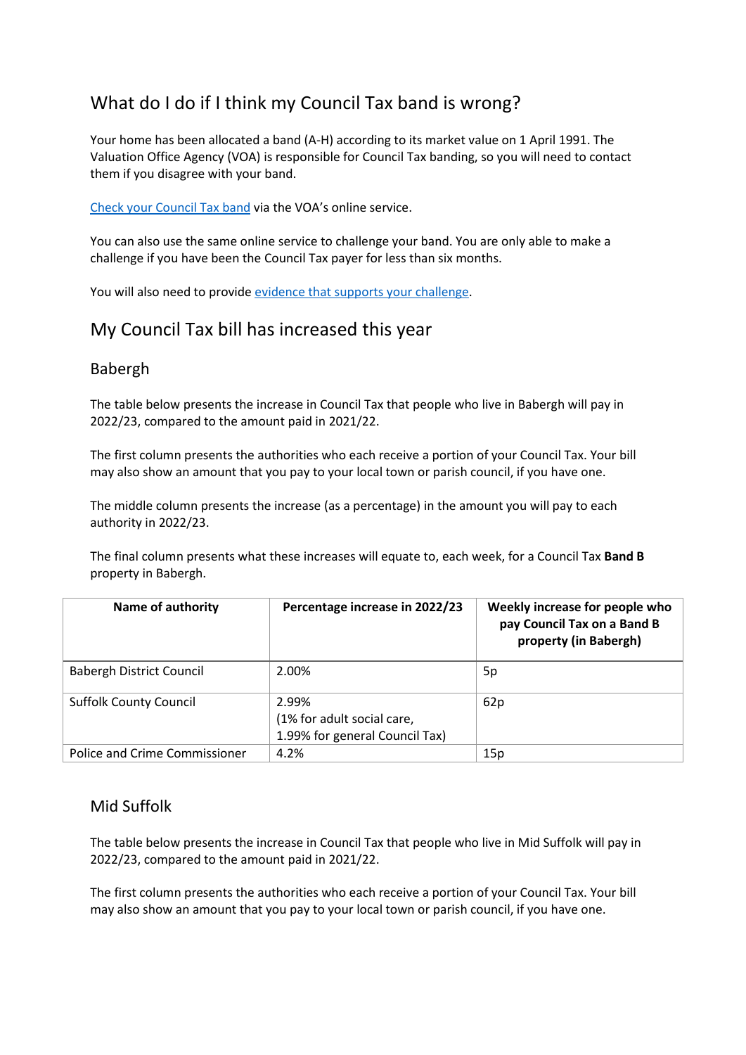## What do I do if I think my Council Tax band is wrong?

Your home has been allocated a band (A-H) according to its market value on 1 April 1991. The Valuation Office Agency (VOA) is responsible for Council Tax banding, so you will need to contact them if you disagree with your band.

[Check your Council Tax band](#) via the VOA's online service.

You can also use the same online service to challenge your band. You are only able to make a challenge if you have been the Council Tax payer for less than six months.

You will also need to provide [evidence that supports your challenge](#).

## My Council Tax bill has increased this year

### Babergh

The table below presents the increase in Council Tax that people who live in Babergh will pay in 2022/23, compared to the amount paid in 2021/22.

The first column presents the authorities who each receive a portion of your Council Tax. Your bill may also show an amount that you pay to your local town or parish council, if you have one.

The middle column presents the increase (as a percentage) in the amount you will pay to each authority in 2022/23.

The final column presents what these increases will equate to, each week, for a Council Tax **Band B** property in Babergh.

| Name of authority | Percentage increase in 2022/23 | Weekly increase for people who pay Council Tax on a Band B property (in Babergh) |
|---|---|---|
| Babergh District Council | 2.00% | 5p |
| Suffolk County Council | 2.99%<br>(1% for adult social care, 1.99% for general Council Tax) | 62p |
| Police and Crime Commissioner | 4.2% | 15p |

### Mid Suffolk

The table below presents the increase in Council Tax that people who live in Mid Suffolk will pay in 2022/23, compared to the amount paid in 2021/22.

The first column presents the authorities who each receive a portion of your Council Tax. Your bill may also show an amount that you pay to your local town or parish council, if you have one.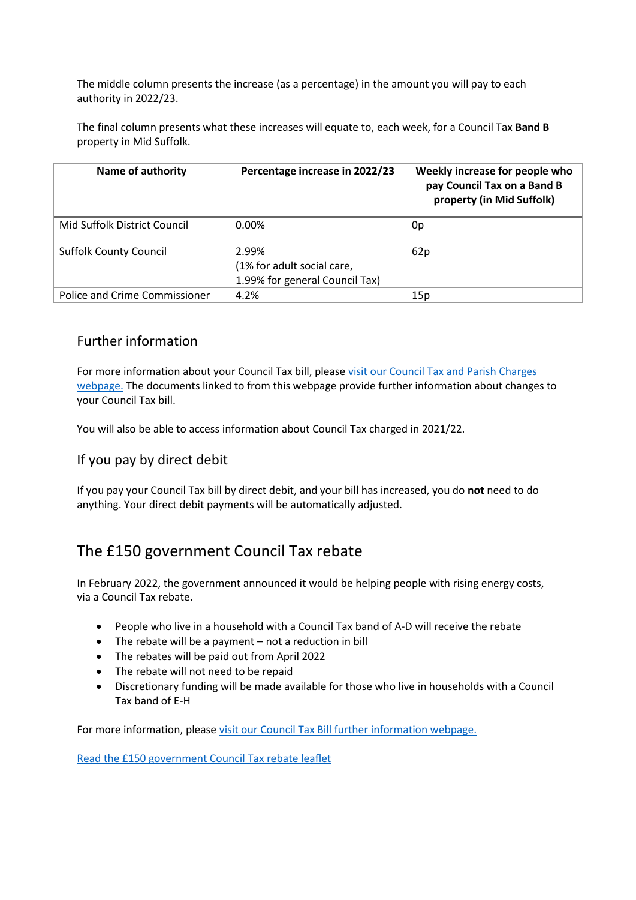The middle column presents the increase (as a percentage) in the amount you will pay to each authority in 2022/23.

The final column presents what these increases will equate to, each week, for a Council Tax **Band B** property in Mid Suffolk.

| Name of authority | Percentage increase in 2022/23 | Weekly increase for people who pay Council Tax on a Band B property (in Mid Suffolk) |
|---|---|---|
| Mid Suffolk District Council | 0.00% | 0p |
| Suffolk County Council | 2.99%<br>(1% for adult social care, 1.99% for general Council Tax) | 62p |
| Police and Crime Commissioner | 4.2% | 15p |

## Further information

For more information about your Council Tax bill, please visit our Council Tax and Parish Charges webpage. The documents linked to from this webpage provide further information about changes to your Council Tax bill.

You will also be able to access information about Council Tax charged in 2021/22.

## If you pay by direct debit

If you pay your Council Tax bill by direct debit, and your bill has increased, you do **not** need to do anything. Your direct debit payments will be automatically adjusted.

# The £150 government Council Tax rebate

In February 2022, the government announced it would be helping people with rising energy costs, via a Council Tax rebate.

- People who live in a household with a Council Tax band of A-D will receive the rebate
- The rebate will be a payment – not a reduction in bill
- The rebates will be paid out from April 2022
- The rebate will not need to be repaid
- Discretionary funding will be made available for those who live in households with a Council Tax band of E-H

For more information, please visit our Council Tax Bill further information webpage.

Read the £150 government Council Tax rebate leaflet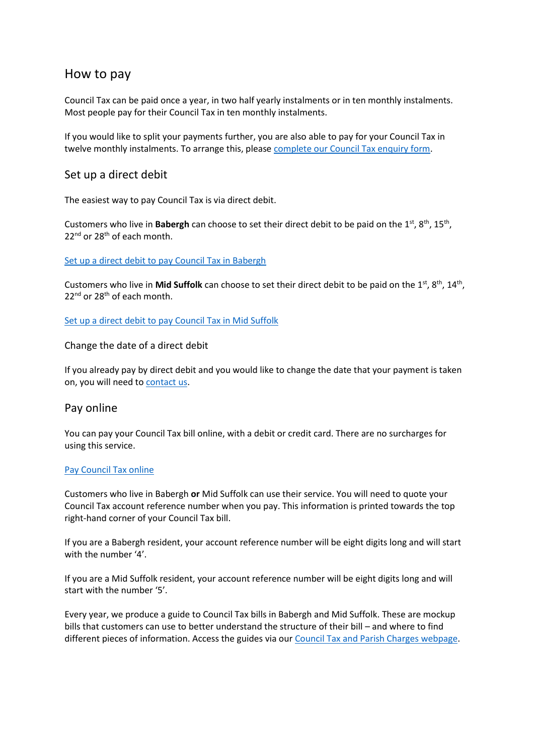## How to pay

Council Tax can be paid once a year, in two half yearly instalments or in ten monthly instalments. Most people pay for their Council Tax in ten monthly instalments.

If you would like to split your payments further, you are also able to pay for your Council Tax in twelve monthly instalments. To arrange this, please [complete our Council Tax enquiry form](#).

### Set up a direct debit

The easiest way to pay Council Tax is via direct debit.

Customers who live in **Babergh** can choose to set their direct debit to be paid on the 1st, 8th, 15th, 22nd or 28th of each month.

[Set up a direct debit to pay Council Tax in Babergh](#)

Customers who live in **Mid Suffolk** can choose to set their direct debit to be paid on the 1st, 8th, 14th, 22nd or 28th of each month.

[Set up a direct debit to pay Council Tax in Mid Suffolk](#)

#### Change the date of a direct debit

If you already pay by direct debit and you would like to change the date that your payment is taken on, you will need to [contact us](#).

### Pay online

You can pay your Council Tax bill online, with a debit or credit card. There are no surcharges for using this service.

[Pay Council Tax online](#)

Customers who live in Babergh **or** Mid Suffolk can use their service. You will need to quote your Council Tax account reference number when you pay. This information is printed towards the top right-hand corner of your Council Tax bill.

If you are a Babergh resident, your account reference number will be eight digits long and will start with the number '4'.

If you are a Mid Suffolk resident, your account reference number will be eight digits long and will start with the number '5'.

Every year, we produce a guide to Council Tax bills in Babergh and Mid Suffolk. These are mockup bills that customers can use to better understand the structure of their bill – and where to find different pieces of information. Access the guides via our [Council Tax and Parish Charges webpage](#).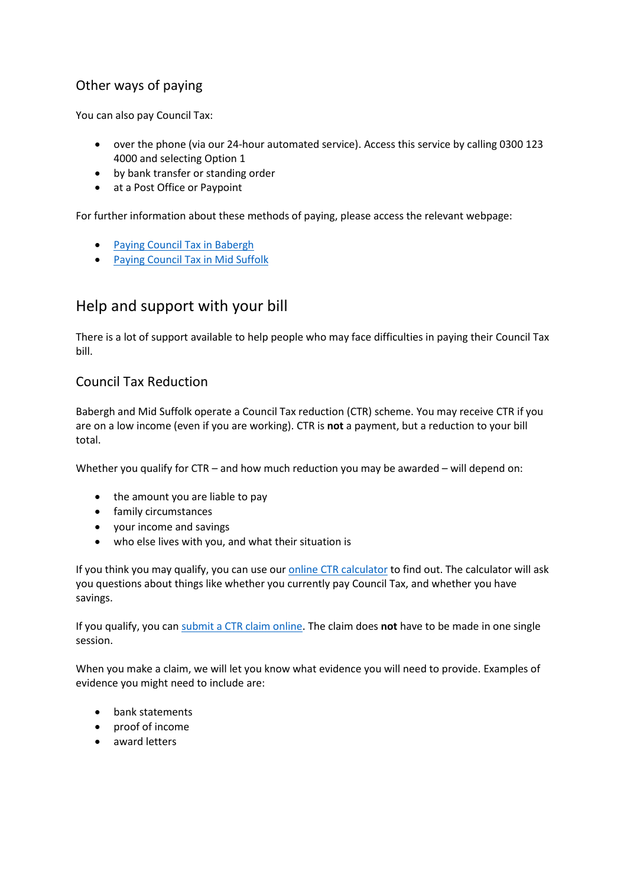### Other ways of paying

You can also pay Council Tax:

- over the phone (via our 24-hour automated service). Access this service by calling 0300 123 4000 and selecting Option 1
- by bank transfer or standing order
- at a Post Office or Paypoint

For further information about these methods of paying, please access the relevant webpage:

- Paying Council Tax in Babergh
- Paying Council Tax in Mid Suffolk

## Help and support with your bill

There is a lot of support available to help people who may face difficulties in paying their Council Tax bill.

### Council Tax Reduction

Babergh and Mid Suffolk operate a Council Tax reduction (CTR) scheme. You may receive CTR if you are on a low income (even if you are working). CTR is **not** a payment, but a reduction to your bill total.

Whether you qualify for CTR – and how much reduction you may be awarded – will depend on:

- the amount you are liable to pay
- family circumstances
- your income and savings
- who else lives with you, and what their situation is

If you think you may qualify, you can use our online CTR calculator to find out. The calculator will ask you questions about things like whether you currently pay Council Tax, and whether you have savings.

If you qualify, you can submit a CTR claim online. The claim does **not** have to be made in one single session.

When you make a claim, we will let you know what evidence you will need to provide. Examples of evidence you might need to include are:

- bank statements
- proof of income
- award letters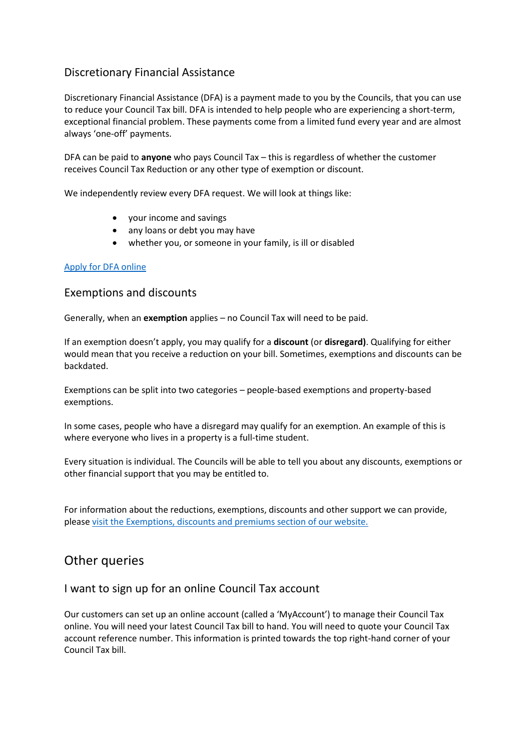## Discretionary Financial Assistance

Discretionary Financial Assistance (DFA) is a payment made to you by the Councils, that you can use to reduce your Council Tax bill. DFA is intended to help people who are experiencing a short-term, exceptional financial problem. These payments come from a limited fund every year and are almost always 'one-off' payments.

DFA can be paid to **anyone** who pays Council Tax – this is regardless of whether the customer receives Council Tax Reduction or any other type of exemption or discount.

We independently review every DFA request. We will look at things like:

- your income and savings
- any loans or debt you may have
- whether you, or someone in your family, is ill or disabled

Apply for DFA online

## Exemptions and discounts

Generally, when an **exemption** applies – no Council Tax will need to be paid.

If an exemption doesn't apply, you may qualify for a **discount** (or **disregard)**. Qualifying for either would mean that you receive a reduction on your bill. Sometimes, exemptions and discounts can be backdated.

Exemptions can be split into two categories – people-based exemptions and property-based exemptions.

In some cases, people who have a disregard may qualify for an exemption. An example of this is where everyone who lives in a property is a full-time student.

Every situation is individual. The Councils will be able to tell you about any discounts, exemptions or other financial support that you may be entitled to.

For information about the reductions, exemptions, discounts and other support we can provide, please visit the Exemptions, discounts and premiums section of our website.

# Other queries

## I want to sign up for an online Council Tax account

Our customers can set up an online account (called a 'MyAccount') to manage their Council Tax online. You will need your latest Council Tax bill to hand. You will need to quote your Council Tax account reference number. This information is printed towards the top right-hand corner of your Council Tax bill.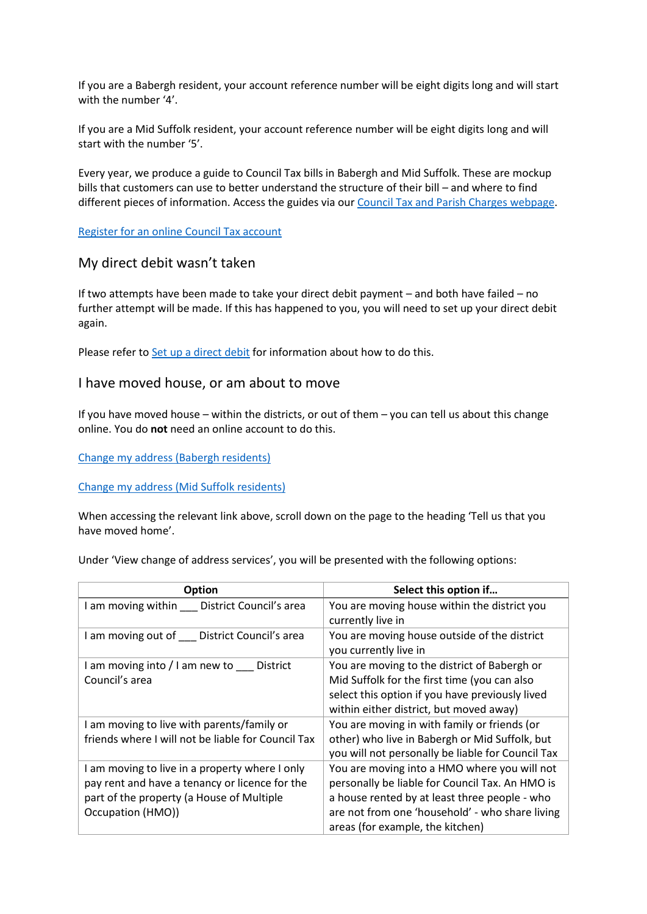If you are a Babergh resident, your account reference number will be eight digits long and will start with the number '4'.

If you are a Mid Suffolk resident, your account reference number will be eight digits long and will start with the number '5'.

Every year, we produce a guide to Council Tax bills in Babergh and Mid Suffolk. These are mockup bills that customers can use to better understand the structure of their bill – and where to find different pieces of information. Access the guides via our Council Tax and Parish Charges webpage.

Register for an online Council Tax account

## My direct debit wasn't taken

If two attempts have been made to take your direct debit payment – and both have failed – no further attempt will be made. If this has happened to you, you will need to set up your direct debit again.

Please refer to Set up a direct debit for information about how to do this.

## I have moved house, or am about to move

If you have moved house – within the districts, or out of them – you can tell us about this change online. You do **not** need an online account to do this.

Change my address (Babergh residents)

Change my address (Mid Suffolk residents)

When accessing the relevant link above, scroll down on the page to the heading 'Tell us that you have moved home'.

Under 'View change of address services', you will be presented with the following options:

| Option | Select this option if… |
|---|---|
| I am moving within ___ District Council's area | You are moving house within the district you currently live in |
| I am moving out of ___ District Council's area | You are moving house outside of the district you currently live in |
| I am moving into / I am new to ___ District Council's area | You are moving to the district of Babergh or Mid Suffolk for the first time (you can also select this option if you have previously lived within either district, but moved away) |
| I am moving to live with parents/family or friends where I will not be liable for Council Tax | You are moving in with family or friends (or other) who live in Babergh or Mid Suffolk, but you will not personally be liable for Council Tax |
| I am moving to live in a property where I only pay rent and have a tenancy or licence for the part of the property (a House of Multiple Occupation (HMO)) | You are moving into a HMO where you will not personally be liable for Council Tax. An HMO is a house rented by at least three people - who are not from one 'household' - who share living areas (for example, the kitchen) |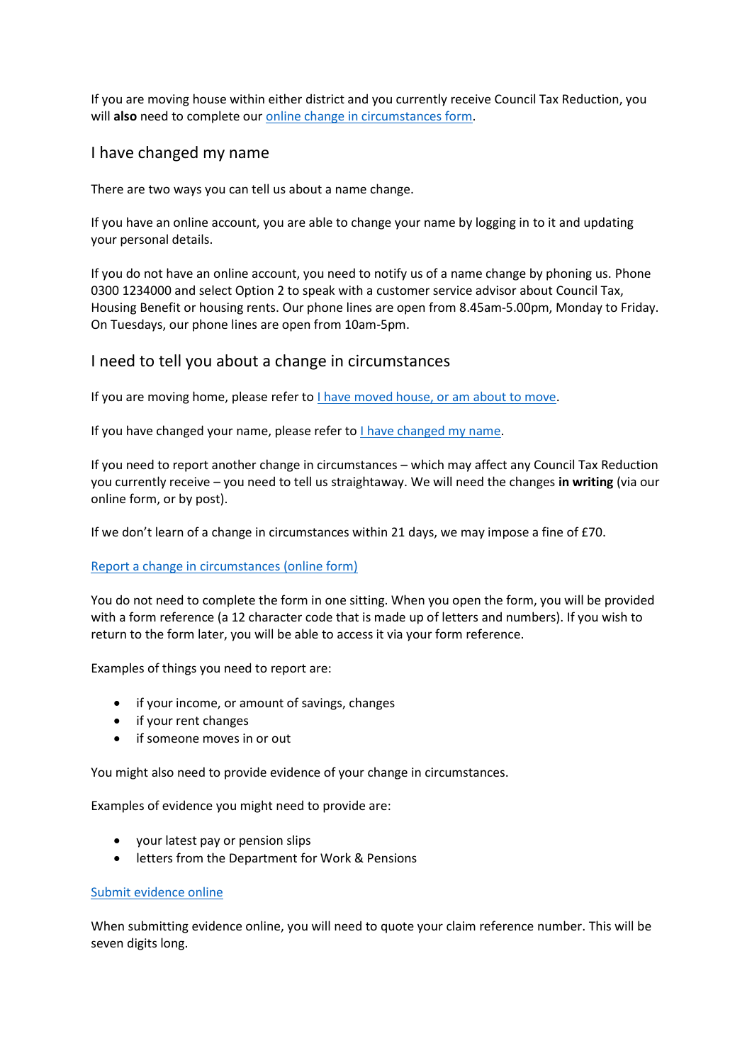If you are moving house within either district and you currently receive Council Tax Reduction, you will **also** need to complete our [online change in circumstances form](#).

## I have changed my name

There are two ways you can tell us about a name change.

If you have an online account, you are able to change your name by logging in to it and updating your personal details.

If you do not have an online account, you need to notify us of a name change by phoning us. Phone 0300 1234000 and select Option 2 to speak with a customer service advisor about Council Tax, Housing Benefit or housing rents. Our phone lines are open from 8.45am-5.00pm, Monday to Friday. On Tuesdays, our phone lines are open from 10am-5pm.

## I need to tell you about a change in circumstances

If you are moving home, please refer to [I have moved house, or am about to move](#).

If you have changed your name, please refer to [I have changed my name](#).

If you need to report another change in circumstances – which may affect any Council Tax Reduction you currently receive – you need to tell us straightaway. We will need the changes **in writing** (via our online form, or by post).

If we don't learn of a change in circumstances within 21 days, we may impose a fine of £70.

[Report a change in circumstances (online form)](#)

You do not need to complete the form in one sitting. When you open the form, you will be provided with a form reference (a 12 character code that is made up of letters and numbers). If you wish to return to the form later, you will be able to access it via your form reference.

Examples of things you need to report are:

- if your income, or amount of savings, changes
- if your rent changes
- if someone moves in or out

You might also need to provide evidence of your change in circumstances.

Examples of evidence you might need to provide are:

- your latest pay or pension slips
- letters from the Department for Work & Pensions

[Submit evidence online](#)

When submitting evidence online, you will need to quote your claim reference number. This will be seven digits long.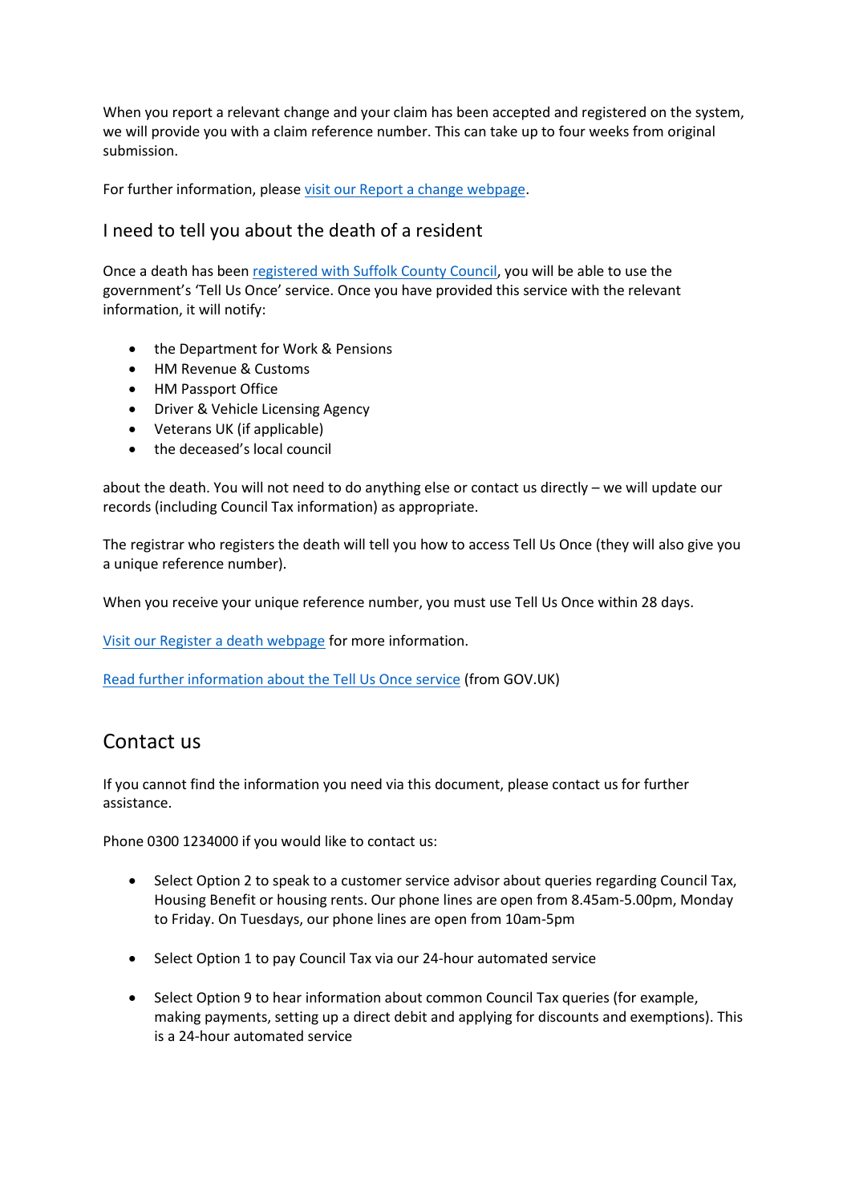When you report a relevant change and your claim has been accepted and registered on the system, we will provide you with a claim reference number. This can take up to four weeks from original submission.

For further information, please [visit our Report a change webpage](#).

### I need to tell you about the death of a resident

Once a death has been [registered with Suffolk County Council](#), you will be able to use the government's 'Tell Us Once' service. Once you have provided this service with the relevant information, it will notify:

- the Department for Work & Pensions
- HM Revenue & Customs
- HM Passport Office
- Driver & Vehicle Licensing Agency
- Veterans UK (if applicable)
- the deceased's local council

about the death. You will not need to do anything else or contact us directly – we will update our records (including Council Tax information) as appropriate.

The registrar who registers the death will tell you how to access Tell Us Once (they will also give you a unique reference number).

When you receive your unique reference number, you must use Tell Us Once within 28 days.

[Visit our Register a death webpage](#) for more information.

[Read further information about the Tell Us Once service](#) (from GOV.UK)

## Contact us

If you cannot find the information you need via this document, please contact us for further assistance.

Phone 0300 1234000 if you would like to contact us:

- Select Option 2 to speak to a customer service advisor about queries regarding Council Tax, Housing Benefit or housing rents. Our phone lines are open from 8.45am-5.00pm, Monday to Friday. On Tuesdays, our phone lines are open from 10am-5pm
- Select Option 1 to pay Council Tax via our 24-hour automated service
- Select Option 9 to hear information about common Council Tax queries (for example, making payments, setting up a direct debit and applying for discounts and exemptions). This is a 24-hour automated service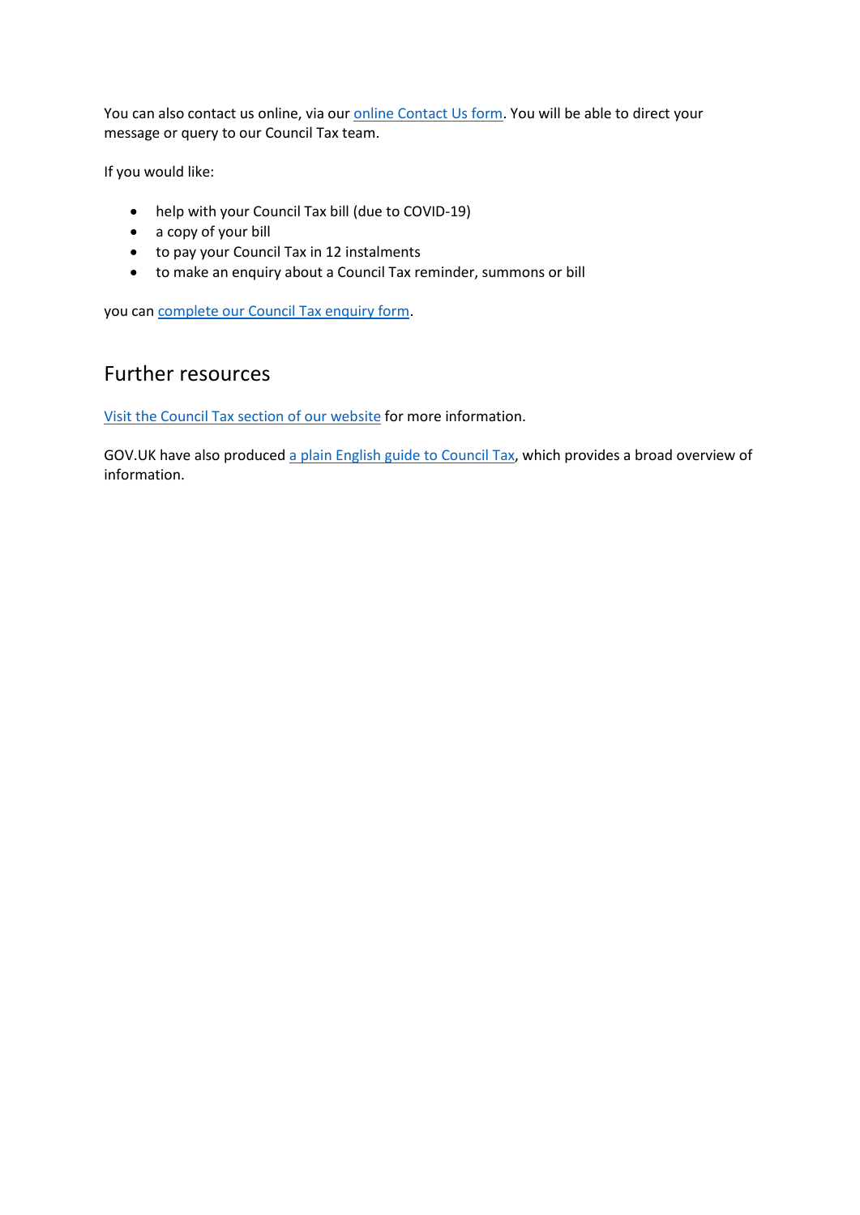You can also contact us online, via our online Contact Us form. You will be able to direct your message or query to our Council Tax team.

If you would like:

- help with your Council Tax bill (due to COVID-19)
- a copy of your bill
- to pay your Council Tax in 12 instalments
- to make an enquiry about a Council Tax reminder, summons or bill

you can complete our Council Tax enquiry form.

## Further resources

Visit the Council Tax section of our website for more information.

GOV.UK have also produced a plain English guide to Council Tax, which provides a broad overview of information.